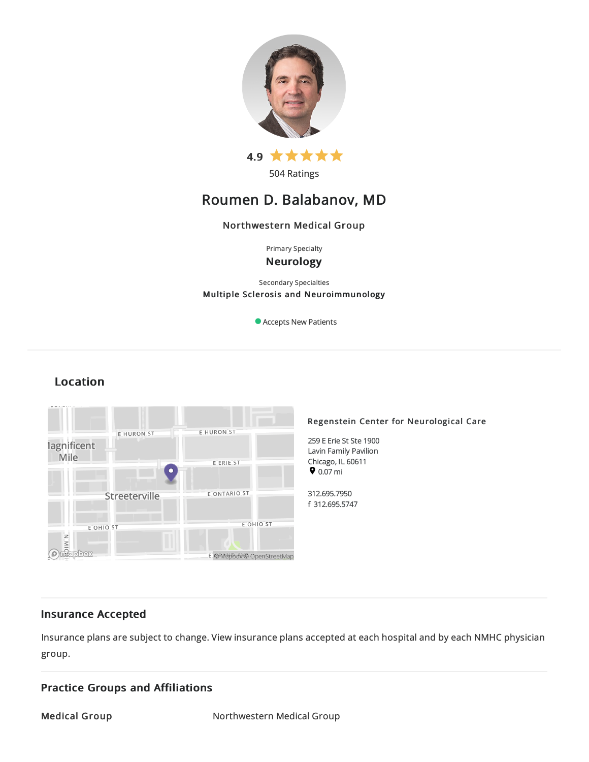4.9 ★★★★★

504 Ratings

# Roumen D. Balabanov, MD

**Northwestern Medical Group**

Primary Specialty

**Neurology**

Secondary Specialties

**Multiple Sclerosis and Neuroimmunology**

Accepts New Patients

## Location

**Regenstein Center for Neurological Care**

259 E Erie St Ste 1900
Lavin Family Pavilion
Chicago, IL 60611
0.07 mi

312.695.7950
f 312.695.5747

## Insurance Accepted

Insurance plans are subject to change. View insurance plans accepted at each hospital and by each NMHC physician group.

## Practice Groups and Affiliations

| Medical Group | Northwestern Medical Group |
| --- | --- |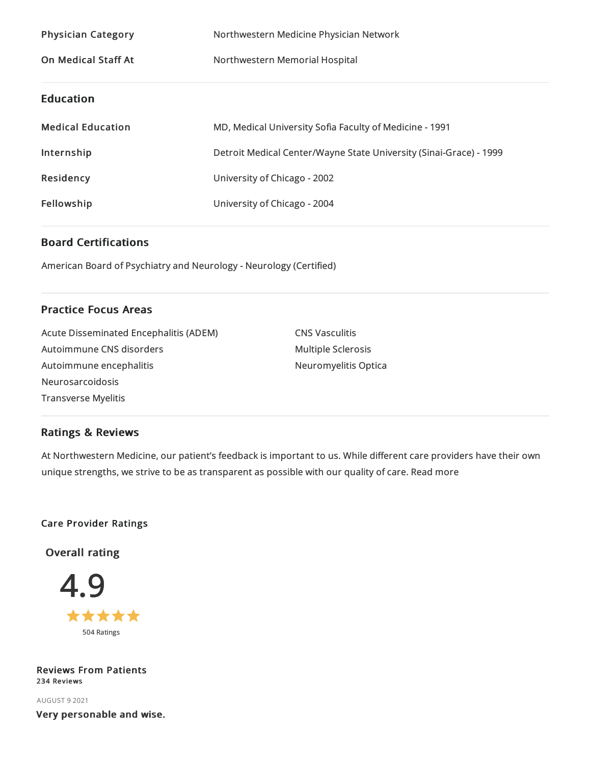| | |
|---|---|
| **Physician Category** | Northwestern Medicine Physician Network |
| **On Medical Staff At** | Northwestern Memorial Hospital |

## Education

| | |
|---|---|
| **Medical Education** | MD, Medical University Sofia Faculty of Medicine - 1991 |
| **Internship** | Detroit Medical Center/Wayne State University (Sinai-Grace) - 1999 |
| **Residency** | University of Chicago - 2002 |
| **Fellowship** | University of Chicago - 2004 |

## Board Certifications

American Board of Psychiatry and Neurology - Neurology (Certified)

## Practice Focus Areas

- Acute Disseminated Encephalitis (ADEM)
- Autoimmune CNS disorders
- Autoimmune encephalitis
- Neurosarcoidosis
- Transverse Myelitis
- CNS Vasculitis
- Multiple Sclerosis
- Neuromyelitis Optica

## Ratings & Reviews

At Northwestern Medicine, our patient's feedback is important to us. While different care providers have their own unique strengths, we strive to be as transparent as possible with our quality of care. Read more

**Care Provider Ratings**

**Overall rating**

4.9

★★★★★

504 Ratings

**Reviews From Patients**
**234 Reviews**

AUGUST 9 2021

**Very personable and wise.**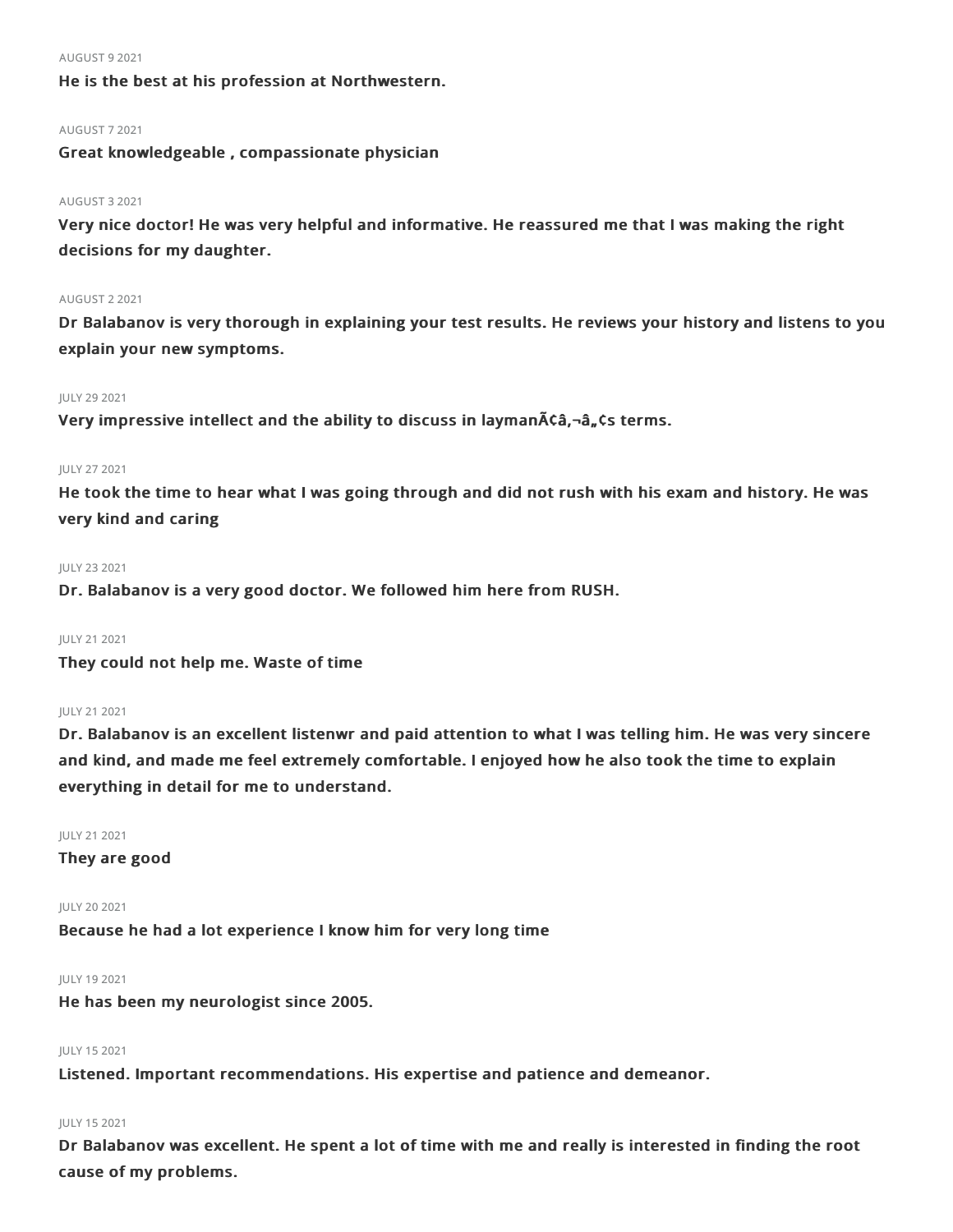AUGUST 9 2021

**He is the best at his profession at Northwestern.**

AUGUST 7 2021

**Great knowledgeable , compassionate physician**

AUGUST 3 2021

**Very nice doctor! He was very helpful and informative. He reassured me that I was making the right decisions for my daughter.**

AUGUST 2 2021

**Dr Balabanov is very thorough in explaining your test results. He reviews your history and listens to you explain your new symptoms.**

JULY 29 2021

**Very impressive intellect and the ability to discuss in laymanÃ¢â‚¬â„¢s terms.**

JULY 27 2021

**He took the time to hear what I was going through and did not rush with his exam and history. He was very kind and caring**

JULY 23 2021

**Dr. Balabanov is a very good doctor. We followed him here from RUSH.**

JULY 21 2021

**They could not help me. Waste of time**

JULY 21 2021

**Dr. Balabanov is an excellent listenwr and paid attention to what I was telling him. He was very sincere and kind, and made me feel extremely comfortable. I enjoyed how he also took the time to explain everything in detail for me to understand.**

JULY 21 2021

**They are good**

JULY 20 2021

**Because he had a lot experience I know him for very long time**

JULY 19 2021

**He has been my neurologist since 2005.**

JULY 15 2021

**Listened. Important recommendations. His expertise and patience and demeanor.**

JULY 15 2021

**Dr Balabanov was excellent. He spent a lot of time with me and really is interested in finding the root cause of my problems.**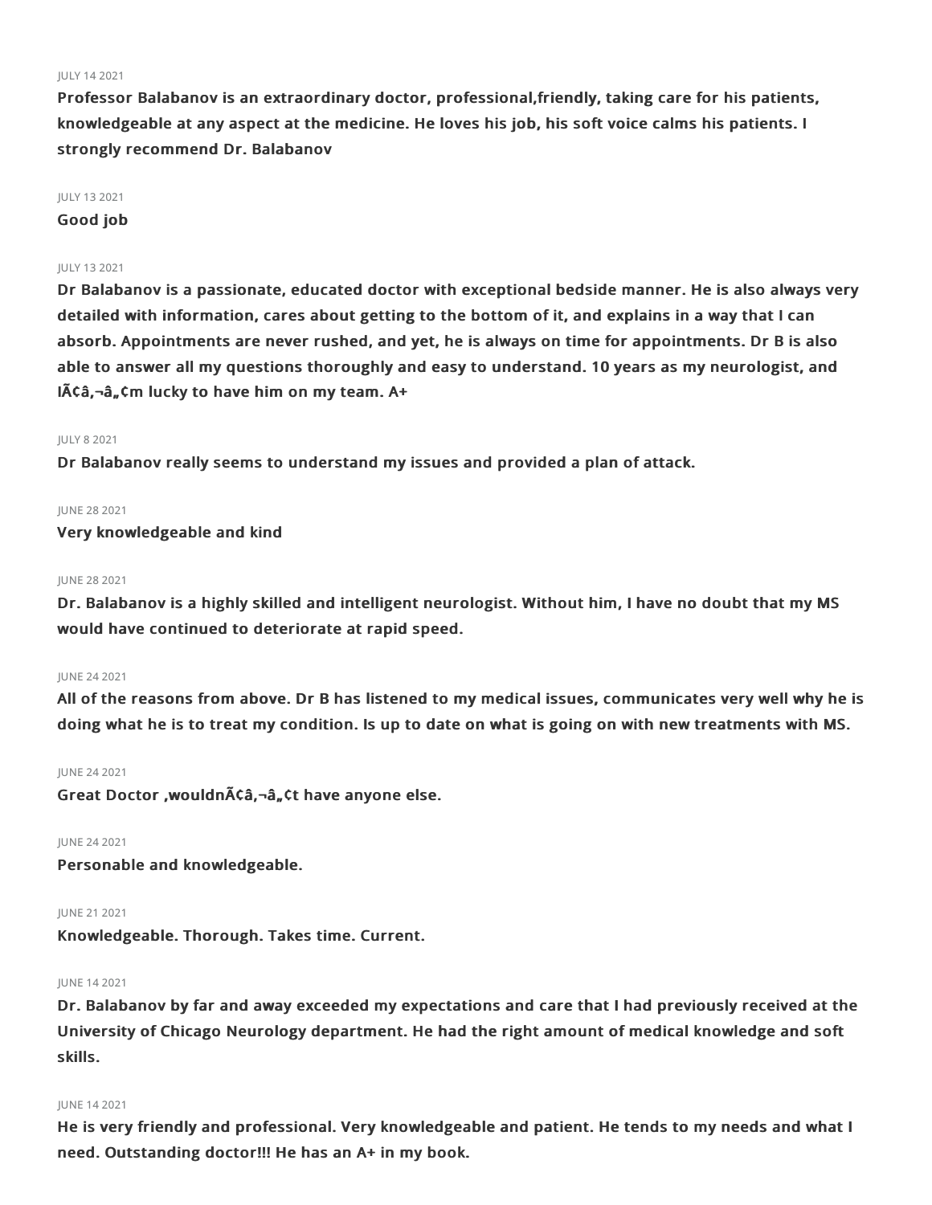JULY 14 2021

**Professor Balabanov is an extraordinary doctor, professional,friendly, taking care for his patients, knowledgeable at any aspect at the medicine. He loves his job, his soft voice calms his patients. I strongly recommend Dr. Balabanov**

JULY 13 2021

**Good job**

JULY 13 2021

**Dr Balabanov is a passionate, educated doctor with exceptional bedside manner. He is also always very detailed with information, cares about getting to the bottom of it, and explains in a way that I can absorb. Appointments are never rushed, and yet, he is always on time for appointments. Dr B is also able to answer all my questions thoroughly and easy to understand. 10 years as my neurologist, and IÃ¢â‚¬â„¢m lucky to have him on my team. A+**

JULY 8 2021

**Dr Balabanov really seems to understand my issues and provided a plan of attack.**

JUNE 28 2021

**Very knowledgeable and kind**

JUNE 28 2021

**Dr. Balabanov is a highly skilled and intelligent neurologist. Without him, I have no doubt that my MS would have continued to deteriorate at rapid speed.**

JUNE 24 2021

**All of the reasons from above. Dr B has listened to my medical issues, communicates very well why he is doing what he is to treat my condition. Is up to date on what is going on with new treatments with MS.**

JUNE 24 2021

**Great Doctor ,wouldnÃ¢â‚¬â„¢t have anyone else.**

JUNE 24 2021

**Personable and knowledgeable.**

JUNE 21 2021

**Knowledgeable. Thorough. Takes time. Current.**

JUNE 14 2021

**Dr. Balabanov by far and away exceeded my expectations and care that I had previously received at the University of Chicago Neurology department. He had the right amount of medical knowledge and soft skills.**

JUNE 14 2021

**He is very friendly and professional. Very knowledgeable and patient. He tends to my needs and what I need. Outstanding doctor!!! He has an A+ in my book.**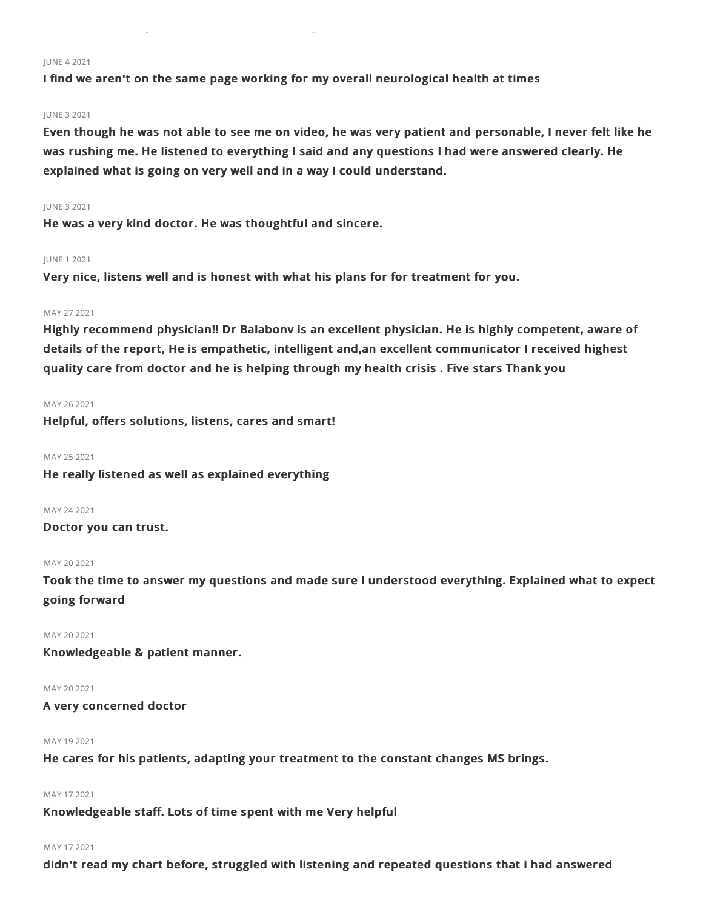JUNE 4 2021

**I find we aren't on the same page working for my overall neurological health at times**

JUNE 3 2021

**Even though he was not able to see me on video, he was very patient and personable, I never felt like he was rushing me. He listened to everything I said and any questions I had were answered clearly. He explained what is going on very well and in a way I could understand.**

JUNE 3 2021

**He was a very kind doctor. He was thoughtful and sincere.**

JUNE 1 2021

**Very nice, listens well and is honest with what his plans for for treatment for you.**

MAY 27 2021

**Highly recommend physician!! Dr Balabonv is an excellent physician. He is highly competent, aware of details of the report, He is empathetic, intelligent and,an excellent communicator I received highest quality care from doctor and he is helping through my health crisis . Five stars Thank you**

MAY 26 2021

**Helpful, offers solutions, listens, cares and smart!**

MAY 25 2021

**He really listened as well as explained everything**

MAY 24 2021

**Doctor you can trust.**

MAY 20 2021

**Took the time to answer my questions and made sure I understood everything. Explained what to expect going forward**

MAY 20 2021

**Knowledgeable & patient manner.**

MAY 20 2021

**A very concerned doctor**

MAY 19 2021

**He cares for his patients, adapting your treatment to the constant changes MS brings.**

MAY 17 2021

**Knowledgeable staff. Lots of time spent with me Very helpful**

MAY 17 2021

**didn't read my chart before, struggled with listening and repeated questions that i had answered**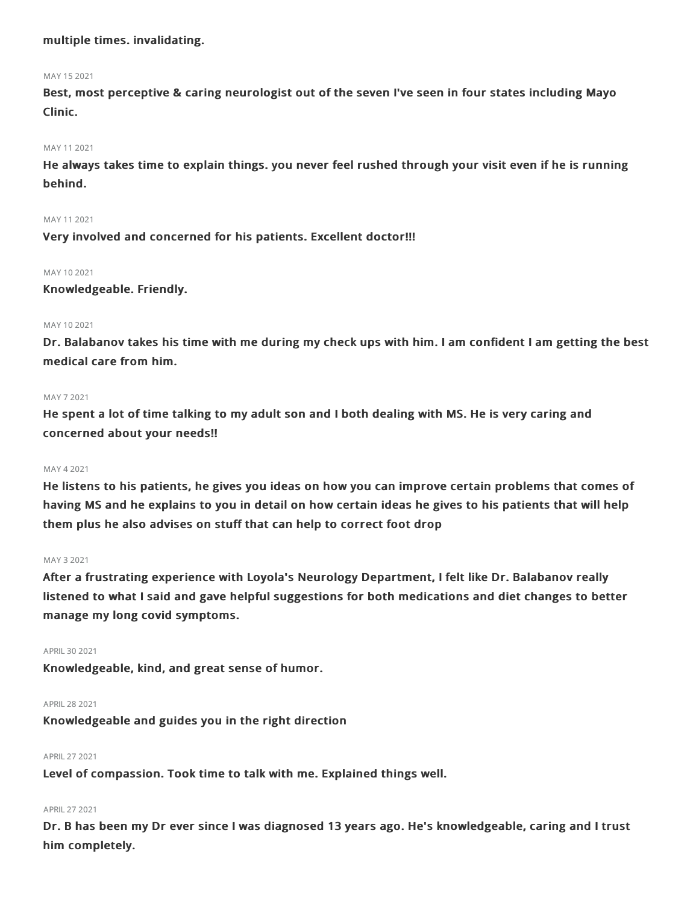**multiple times. invalidating.**

MAY 15 2021

**Best, most perceptive & caring neurologist out of the seven I've seen in four states including Mayo Clinic.**

MAY 11 2021

**He always takes time to explain things. you never feel rushed through your visit even if he is running behind.**

MAY 11 2021

**Very involved and concerned for his patients. Excellent doctor!!!**

MAY 10 2021

**Knowledgeable. Friendly.**

MAY 10 2021

**Dr. Balabanov takes his time with me during my check ups with him. I am confident I am getting the best medical care from him.**

MAY 7 2021

**He spent a lot of time talking to my adult son and I both dealing with MS. He is very caring and concerned about your needs!!**

MAY 4 2021

**He listens to his patients, he gives you ideas on how you can improve certain problems that comes of having MS and he explains to you in detail on how certain ideas he gives to his patients that will help them plus he also advises on stuff that can help to correct foot drop**

MAY 3 2021

**After a frustrating experience with Loyola's Neurology Department, I felt like Dr. Balabanov really listened to what I said and gave helpful suggestions for both medications and diet changes to better manage my long covid symptoms.**

APRIL 30 2021

**Knowledgeable, kind, and great sense of humor.**

APRIL 28 2021

**Knowledgeable and guides you in the right direction**

APRIL 27 2021

**Level of compassion. Took time to talk with me. Explained things well.**

APRIL 27 2021

**Dr. B has been my Dr ever since I was diagnosed 13 years ago. He's knowledgeable, caring and I trust him completely.**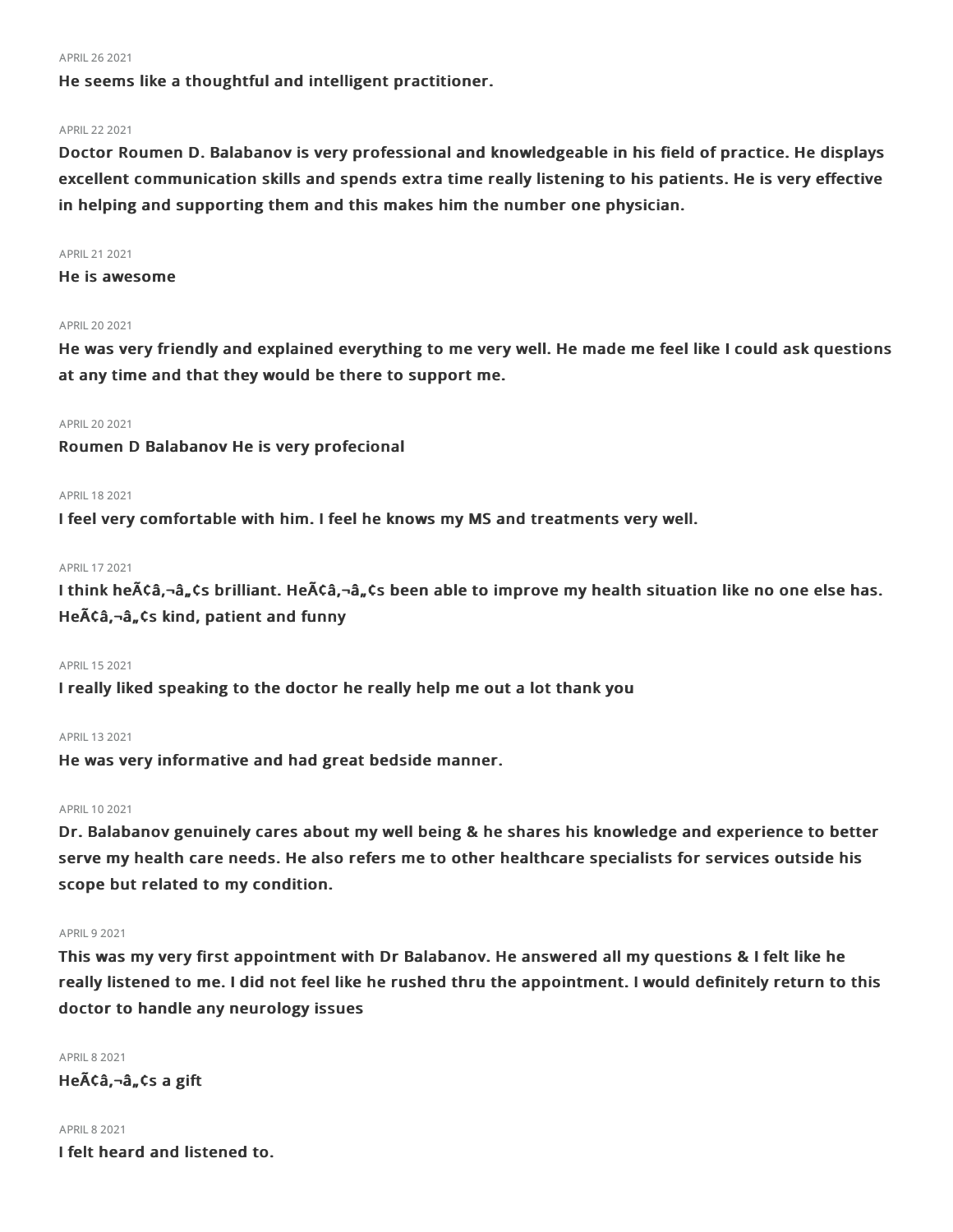APRIL 26 2021

**He seems like a thoughtful and intelligent practitioner.**

APRIL 22 2021

**Doctor Roumen D. Balabanov is very professional and knowledgeable in his field of practice. He displays excellent communication skills and spends extra time really listening to his patients. He is very effective in helping and supporting them and this makes him the number one physician.**

APRIL 21 2021

**He is awesome**

APRIL 20 2021

**He was very friendly and explained everything to me very well. He made me feel like I could ask questions at any time and that they would be there to support me.**

APRIL 20 2021

**Roumen D Balabanov He is very profecional**

APRIL 18 2021

**I feel very comfortable with him. I feel he knows my MS and treatments very well.**

APRIL 17 2021

**I think heÃ¢â‚¬â„¢s brilliant. HeÃ¢â‚¬â„¢s been able to improve my health situation like no one else has. HeÃ¢â‚¬â„¢s kind, patient and funny**

APRIL 15 2021

**I really liked speaking to the doctor he really help me out a lot thank you**

APRIL 13 2021

**He was very informative and had great bedside manner.**

APRIL 10 2021

**Dr. Balabanov genuinely cares about my well being & he shares his knowledge and experience to better serve my health care needs. He also refers me to other healthcare specialists for services outside his scope but related to my condition.**

APRIL 9 2021

**This was my very first appointment with Dr Balabanov. He answered all my questions & I felt like he really listened to me. I did not feel like he rushed thru the appointment. I would definitely return to this doctor to handle any neurology issues**

APRIL 8 2021

**HeÃ¢â‚¬â„¢s a gift**

APRIL 8 2021

**I felt heard and listened to.**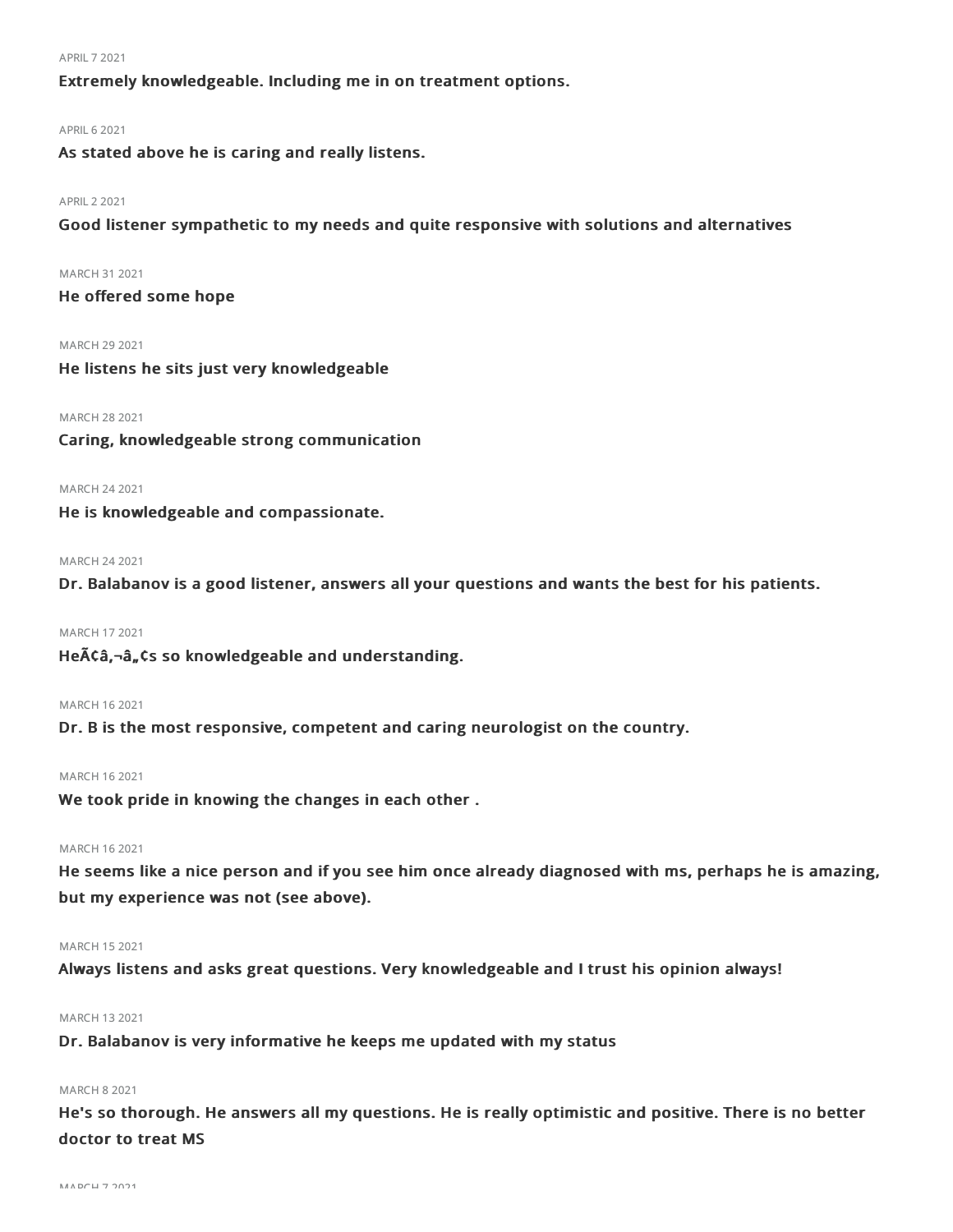APRIL 7 2021

**Extremely knowledgeable. Including me in on treatment options.**

APRIL 6 2021

**As stated above he is caring and really listens.**

APRIL 2 2021

**Good listener sympathetic to my needs and quite responsive with solutions and alternatives**

MARCH 31 2021

**He offered some hope**

MARCH 29 2021

**He listens he sits just very knowledgeable**

MARCH 28 2021

**Caring, knowledgeable strong communication**

MARCH 24 2021

**He is knowledgeable and compassionate.**

MARCH 24 2021

**Dr. Balabanov is a good listener, answers all your questions and wants the best for his patients.**

MARCH 17 2021

**HeÃ¢â‚¬â„¢s so knowledgeable and understanding.**

MARCH 16 2021

**Dr. B is the most responsive, competent and caring neurologist on the country.**

MARCH 16 2021

**We took pride in knowing the changes in each other .**

MARCH 16 2021

**He seems like a nice person and if you see him once already diagnosed with ms, perhaps he is amazing, but my experience was not (see above).**

MARCH 15 2021

**Always listens and asks great questions. Very knowledgeable and I trust his opinion always!**

MARCH 13 2021

**Dr. Balabanov is very informative he keeps me updated with my status**

MARCH 8 2021

**He's so thorough. He answers all my questions. He is really optimistic and positive. There is no better doctor to treat MS**

MARCH 7 2021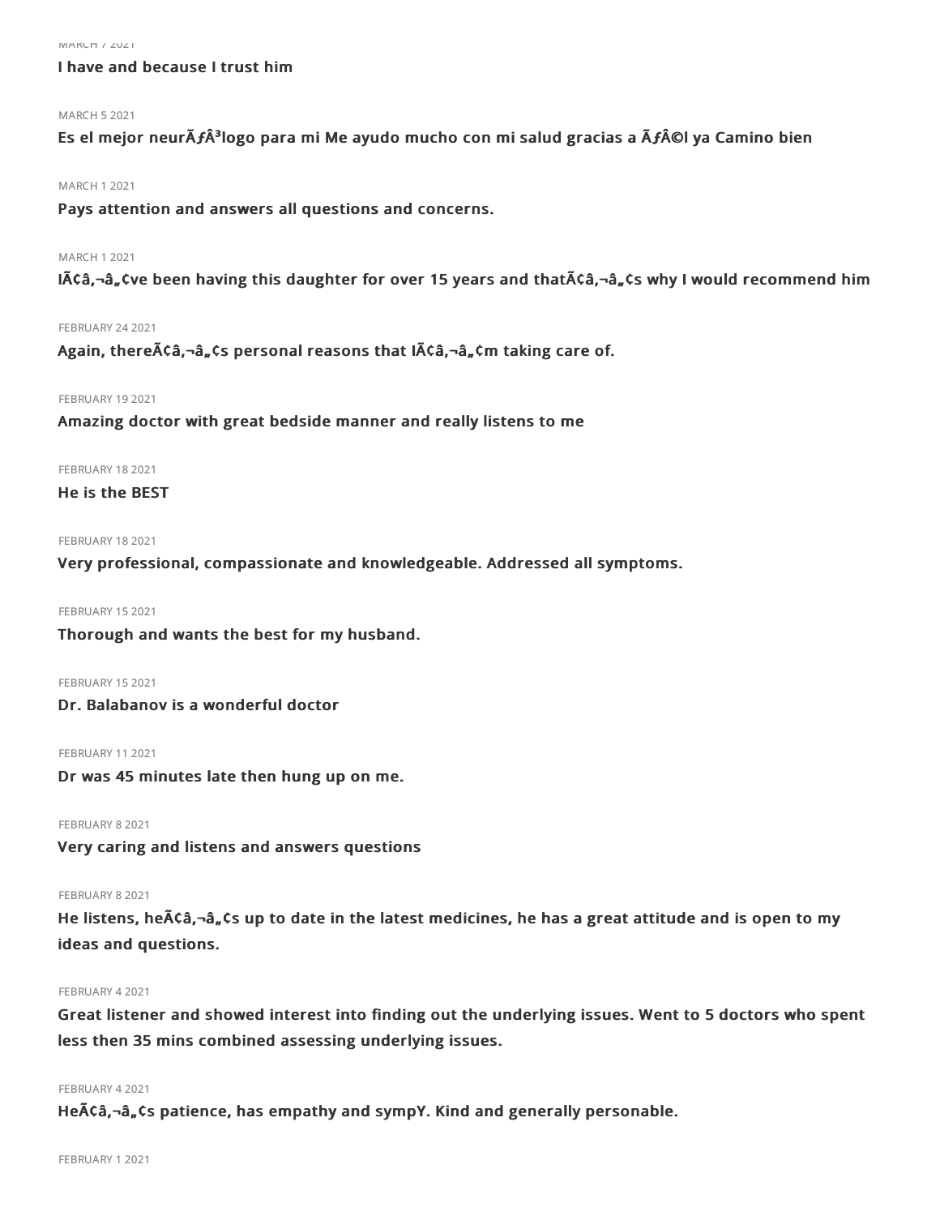MARCH 7 2021

**I have and because I trust him**

MARCH 5 2021

**Es el mejor neurÃƒÂ³logo para mi Me ayudo mucho con mi salud gracias a ÃƒÂ©l ya Camino bien**

MARCH 1 2021

**Pays attention and answers all questions and concerns.**

MARCH 1 2021

**IÃ¢â‚¬â„¢ve been having this daughter for over 15 years and thatÃ¢â‚¬â„¢s why I would recommend him**

FEBRUARY 24 2021

**Again, thereÃ¢â‚¬â„¢s personal reasons that IÃ¢â‚¬â„¢m taking care of.**

FEBRUARY 19 2021

**Amazing doctor with great bedside manner and really listens to me**

FEBRUARY 18 2021

**He is the BEST**

FEBRUARY 18 2021

**Very professional, compassionate and knowledgeable. Addressed all symptoms.**

FEBRUARY 15 2021

**Thorough and wants the best for my husband.**

FEBRUARY 15 2021

**Dr. Balabanov is a wonderful doctor**

FEBRUARY 11 2021

**Dr was 45 minutes late then hung up on me.**

FEBRUARY 8 2021

**Very caring and listens and answers questions**

FEBRUARY 8 2021

**He listens, heÃ¢â‚¬â„¢s up to date in the latest medicines, he has a great attitude and is open to my ideas and questions.**

FEBRUARY 4 2021

**Great listener and showed interest into finding out the underlying issues. Went to 5 doctors who spent less then 35 mins combined assessing underlying issues.**

FEBRUARY 4 2021

**HeÃ¢â‚¬â„¢s patience, has empathy and sympY. Kind and generally personable.**

FEBRUARY 1 2021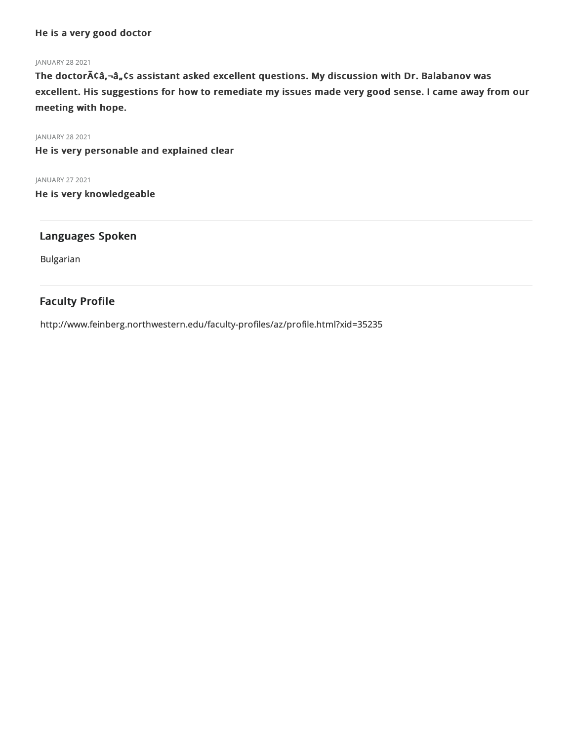**He is a very good doctor**

JANUARY 28 2021

**The doctorÃ¢â‚¬â„¢s assistant asked excellent questions. My discussion with Dr. Balabanov was excellent. His suggestions for how to remediate my issues made very good sense. I came away from our meeting with hope.**

JANUARY 28 2021

**He is very personable and explained clear**

JANUARY 27 2021

**He is very knowledgeable**

## Languages Spoken

Bulgarian

## Faculty Profile

http://www.feinberg.northwestern.edu/faculty-profiles/az/profile.html?xid=35235